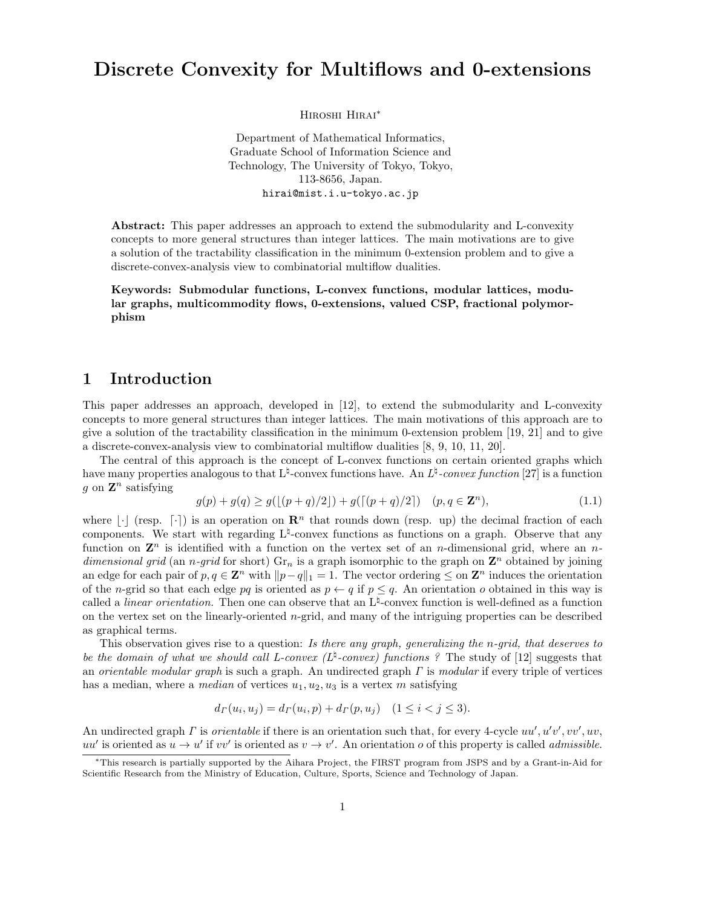# Discrete Convexity for Multiflows and 0-extensions

Hiroshi Hirai*

Department of Mathematical Informatics,
Graduate School of Information Science and
Technology, The University of Tokyo, Tokyo,
113-8656, Japan.
hirai@mist.i.u-tokyo.ac.jp

**Abstract:** This paper addresses an approach to extend the submodularity and L-convexity concepts to more general structures than integer lattices. The main motivations are to give a solution of the tractability classification in the minimum 0-extension problem and to give a discrete-convex-analysis view to combinatorial multiflow dualities.

**Keywords: Submodular functions, L-convex functions, modular lattices, modular graphs, multicommodity flows, 0-extensions, valued CSP, fractional polymorphism**

## 1 Introduction

This paper addresses an approach, developed in [12], to extend the submodularity and L-convexity concepts to more general structures than integer lattices. The main motivations of this approach are to give a solution of the tractability classification in the minimum 0-extension problem [19, 21] and to give a discrete-convex-analysis view to combinatorial multiflow dualities [8, 9, 10, 11, 20].

The central of this approach is the concept of L-convex functions on certain oriented graphs which have many properties analogous to that L$^\natural$-convex functions have. An *L$^\natural$-convex function* [27] is a function $g$ on $\mathbf{Z}^n$ satisfying

$$g(p) + g(q) \geq g(\lfloor (p+q)/2 \rfloor) + g(\lceil (p+q)/2 \rceil) \quad (p, q \in \mathbf{Z}^n), \tag{1.1}$$

where $\lfloor \cdot \rfloor$ (resp. $\lceil \cdot \rceil$) is an operation on $\mathbf{R}^n$ that rounds down (resp. up) the decimal fraction of each components. We start with regarding L$^\natural$-convex functions as functions on a graph. Observe that any function on $\mathbf{Z}^n$ is identified with a function on the vertex set of an $n$-dimensional grid, where an *$n$-dimensional grid* (an *$n$-grid* for short) $\mathrm{Gr}_n$ is a graph isomorphic to the graph on $\mathbf{Z}^n$ obtained by joining an edge for each pair of $p, q \in \mathbf{Z}^n$ with $\|p - q\|_1 = 1$. The vector ordering $\leq$ on $\mathbf{Z}^n$ induces the orientation of the $n$-grid so that each edge $pq$ is oriented as $p \leftarrow q$ if $p \leq q$. An orientation $o$ obtained in this way is called a *linear orientation.* Then one can observe that an L$^\natural$-convex function is well-defined as a function on the vertex set on the linearly-oriented $n$-grid, and many of the intriguing properties can be described as graphical terms.

This observation gives rise to a question: *Is there any graph, generalizing the $n$-grid, that deserves to be the domain of what we should call L-convex (L$^\natural$-convex) functions ?* The study of [12] suggests that an *orientable modular graph* is such a graph. An undirected graph $\varGamma$ is *modular* if every triple of vertices has a median, where a *median* of vertices $u_1, u_2, u_3$ is a vertex $m$ satisfying

$$d_\varGamma(u_i, u_j) = d_\varGamma(u_i, p) + d_\varGamma(p, u_j) \quad (1 \leq i < j \leq 3).$$

An undirected graph $\varGamma$ is *orientable* if there is an orientation such that, for every 4-cycle $uu', u'v', vv', uv$, $uu'$ is oriented as $u \to u'$ if $vv'$ is oriented as $v \to v'$. An orientation $o$ of this property is called *admissible.*

*This research is partially supported by the Aihara Project, the FIRST program from JSPS and by a Grant-in-Aid for Scientific Research from the Ministry of Education, Culture, Sports, Science and Technology of Japan.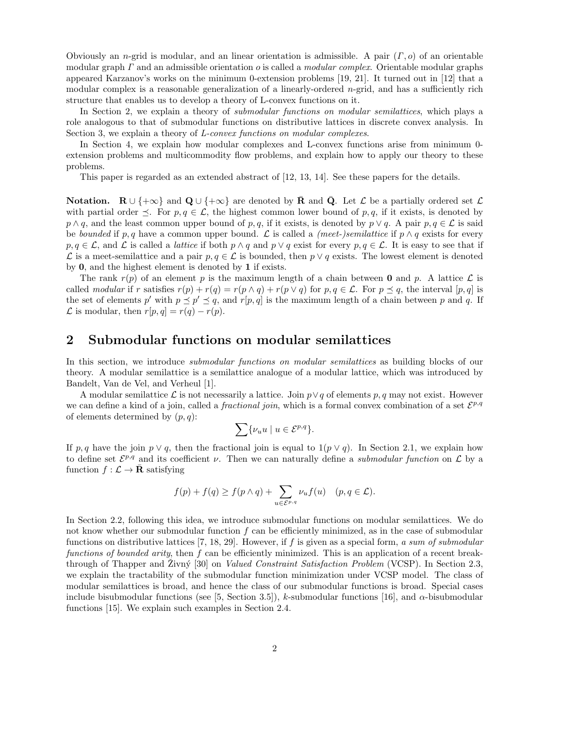Obviously an $n$-grid is modular, and an linear orientation is admissible. A pair $(\Gamma, o)$ of an orientable modular graph $\Gamma$ and an admissible orientation $o$ is called a *modular complex*. Orientable modular graphs appeared Karzanov's works on the minimum 0-extension problems [19, 21]. It turned out in [12] that a modular complex is a reasonable generalization of a linearly-ordered $n$-grid, and has a sufficiently rich structure that enables us to develop a theory of L-convex functions on it.

In Section 2, we explain a theory of *submodular functions on modular semilattices*, which plays a role analogous to that of submodular functions on distributive lattices in discrete convex analysis. In Section 3, we explain a theory of *L-convex functions on modular complexes*.

In Section 4, we explain how modular complexes and L-convex functions arise from minimum 0-extension problems and multicommodity flow problems, and explain how to apply our theory to these problems.

This paper is regarded as an extended abstract of [12, 13, 14]. See these papers for the details.

**Notation.** $\mathbf{R} \cup \{+\infty\}$ and $\mathbf{Q} \cup \{+\infty\}$ are denoted by $\bar{\mathbf{R}}$ and $\bar{\mathbf{Q}}$. Let $\mathcal{L}$ be a partially ordered set $\mathcal{L}$ with partial order $\preceq$. For $p, q \in \mathcal{L}$, the highest common lower bound of $p, q$, if it exists, is denoted by $p \wedge q$, and the least common upper bound of $p, q$, if it exists, is denoted by $p \vee q$. A pair $p, q \in \mathcal{L}$ is said be *bounded* if $p, q$ have a common upper bound. $\mathcal{L}$ is called a *(meet-)semilattice* if $p \wedge q$ exists for every $p, q \in \mathcal{L}$, and $\mathcal{L}$ is called a *lattice* if both $p \wedge q$ and $p \vee q$ exist for every $p, q \in \mathcal{L}$. It is easy to see that if $\mathcal{L}$ is a meet-semilattice and a pair $p, q \in \mathcal{L}$ is bounded, then $p \vee q$ exists. The lowest element is denoted by $\mathbf{0}$, and the highest element is denoted by $\mathbf{1}$ if exists.

The rank $r(p)$ of an element $p$ is the maximum length of a chain between $\mathbf{0}$ and $p$. A lattice $\mathcal{L}$ is called *modular* if $r$ satisfies $r(p) + r(q) = r(p \wedge q) + r(p \vee q)$ for $p, q \in \mathcal{L}$. For $p \preceq q$, the interval $[p, q]$ is the set of elements $p'$ with $p \preceq p' \preceq q$, and $r[p, q]$ is the maximum length of a chain between $p$ and $q$. If $\mathcal{L}$ is modular, then $r[p, q] = r(q) - r(p)$.

## 2 Submodular functions on modular semilattices

In this section, we introduce *submodular functions on modular semilattices* as building blocks of our theory. A modular semilattice is a semilattice analogue of a modular lattice, which was introduced by Bandelt, Van de Vel, and Verheul [1].

A modular semilattice $\mathcal{L}$ is not necessarily a lattice. Join $p \vee q$ of elements $p, q$ may not exist. However we can define a kind of a join, called a *fractional join*, which is a formal convex combination of a set $\mathcal{E}^{p,q}$ of elements determined by $(p, q)$:

$$\sum \{\nu_u u \mid u \in \mathcal{E}^{p,q}\}.$$

If $p, q$ have the join $p \vee q$, then the fractional join is equal to $1(p \vee q)$. In Section 2.1, we explain how to define set $\mathcal{E}^{p,q}$ and its coefficient $\nu$. Then we can naturally define a *submodular function* on $\mathcal{L}$ by a function $f : \mathcal{L} \to \bar{\mathbf{R}}$ satisfying

$$f(p) + f(q) \geq f(p \wedge q) + \sum_{u \in \mathcal{E}^{p,q}} \nu_u f(u) \quad (p, q \in \mathcal{L}).$$

In Section 2.2, following this idea, we introduce submodular functions on modular semilattices. We do not know whether our submodular function $f$ can be efficiently minimized, as in the case of submodular functions on distributive lattices [7, 18, 29]. However, if $f$ is given as a special form, *a sum of submodular functions of bounded arity*, then $f$ can be efficiently minimized. This is an application of a recent breakthrough of Thapper and Živný [30] on *Valued Constraint Satisfaction Problem* (VCSP). In Section 2.3, we explain the tractability of the submodular function minimization under VCSP model. The class of modular semilattices is broad, and hence the class of our submodular functions is broad. Special cases include bisubmodular functions (see [5, Section 3.5]), $k$-submodular functions [16], and $\alpha$-bisubmodular functions [15]. We explain such examples in Section 2.4.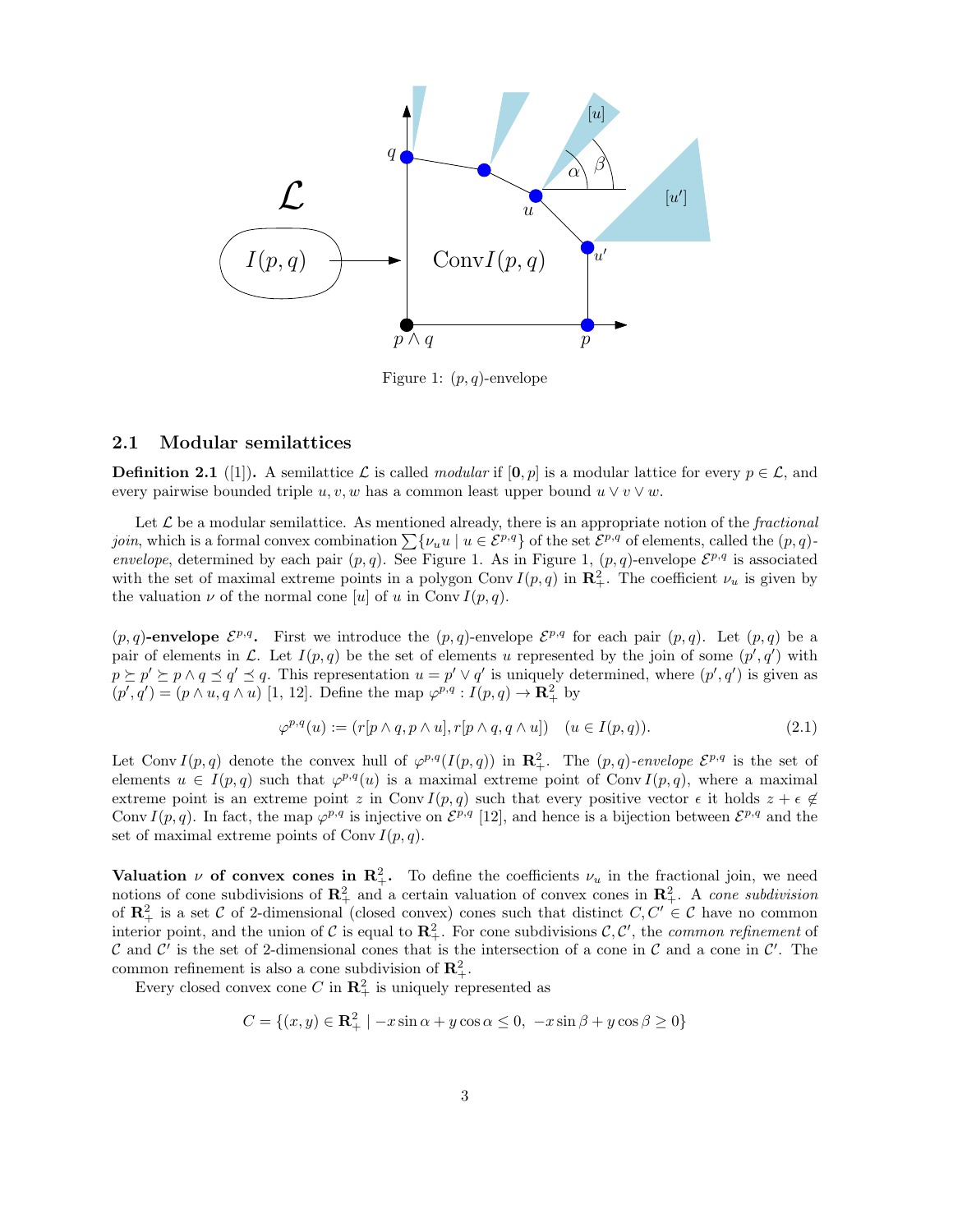Figure 1: $(p,q)$-envelope

### 2.1 Modular semilattices

**Definition 2.1** ([1])**.** A semilattice $\mathcal{L}$ is called *modular* if $[\mathbf{0}, p]$ is a modular lattice for every $p \in \mathcal{L}$, and every pairwise bounded triple $u, v, w$ has a common least upper bound $u \vee v \vee w$.

Let $\mathcal{L}$ be a modular semilattice. As mentioned already, there is an appropriate notion of the *fractional join*, which is a formal convex combination $\sum\{\nu_u u \mid u \in \mathcal{E}^{p,q}\}$ of the set $\mathcal{E}^{p,q}$ of elements, called the $(p,q)$-*envelope*, determined by each pair $(p,q)$. See Figure 1. As in Figure 1, $(p,q)$-envelope $\mathcal{E}^{p,q}$ is associated with the set of maximal extreme points in a polygon $\operatorname{Conv} I(p,q)$ in $\mathbf{R}^2_+$. The coefficient $\nu_u$ is given by the valuation $\nu$ of the normal cone $[u]$ of $u$ in $\operatorname{Conv} I(p,q)$.

**$(p,q)$-envelope $\mathcal{E}^{p,q}$.** First we introduce the $(p,q)$-envelope $\mathcal{E}^{p,q}$ for each pair $(p,q)$. Let $(p,q)$ be a pair of elements in $\mathcal{L}$. Let $I(p,q)$ be the set of elements $u$ represented by the join of some $(p',q')$ with $p \succeq p' \succeq p \wedge q \preceq q' \preceq q$. This representation $u = p' \vee q'$ is uniquely determined, where $(p',q')$ is given as $(p',q') = (p \wedge u, q \wedge u)$ [1, 12]. Define the map $\varphi^{p,q} : I(p,q) \to \mathbf{R}^2_+$ by

$$\varphi^{p,q}(u) := (r[p \wedge q, p \wedge u], r[p \wedge q, q \wedge u]) \quad (u \in I(p,q)). \tag{2.1}$$

Let $\operatorname{Conv} I(p,q)$ denote the convex hull of $\varphi^{p,q}(I(p,q))$ in $\mathbf{R}^2_+$. The $(p,q)$-*envelope* $\mathcal{E}^{p,q}$ is the set of elements $u \in I(p,q)$ such that $\varphi^{p,q}(u)$ is a maximal extreme point of $\operatorname{Conv} I(p,q)$, where a maximal extreme point is an extreme point $z$ in $\operatorname{Conv} I(p,q)$ such that every positive vector $\epsilon$ it holds $z + \epsilon \notin \operatorname{Conv} I(p,q)$. In fact, the map $\varphi^{p,q}$ is injective on $\mathcal{E}^{p,q}$ [12], and hence is a bijection between $\mathcal{E}^{p,q}$ and the set of maximal extreme points of $\operatorname{Conv} I(p,q)$.

**Valuation $\nu$ of convex cones in $\mathbf{R}^2_+$.** To define the coefficients $\nu_u$ in the fractional join, we need notions of cone subdivisions of $\mathbf{R}^2_+$ and a certain valuation of convex cones in $\mathbf{R}^2_+$. A *cone subdivision* of $\mathbf{R}^2_+$ is a set $\mathcal{C}$ of 2-dimensional (closed convex) cones such that distinct $C, C' \in \mathcal{C}$ have no common interior point, and the union of $\mathcal{C}$ is equal to $\mathbf{R}^2_+$. For cone subdivisions $\mathcal{C}, \mathcal{C}'$, the *common refinement* of $\mathcal{C}$ and $\mathcal{C}'$ is the set of 2-dimensional cones that is the intersection of a cone in $\mathcal{C}$ and a cone in $\mathcal{C}'$. The common refinement is also a cone subdivision of $\mathbf{R}^2_+$.

Every closed convex cone $C$ in $\mathbf{R}^2_+$ is uniquely represented as

$$C = \{(x,y) \in \mathbf{R}^2_+ \mid -x \sin\alpha + y \cos\alpha \le 0,\ -x \sin\beta + y \cos\beta \ge 0\}$$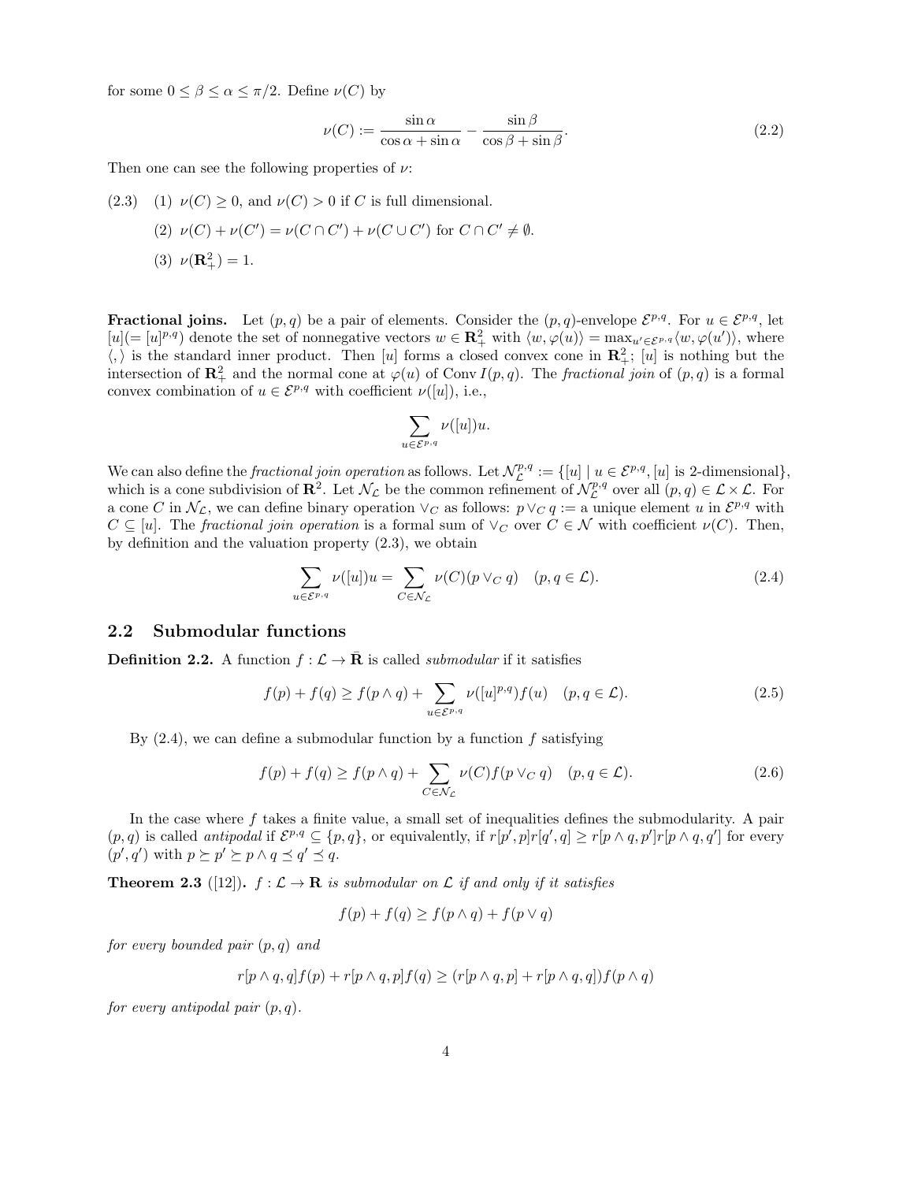for some $0 \leq \beta \leq \alpha \leq \pi/2$. Define $\nu(C)$ by

$$\nu(C) := \frac{\sin \alpha}{\cos \alpha + \sin \alpha} - \frac{\sin \beta}{\cos \beta + \sin \beta}. \tag{2.2}$$

Then one can see the following properties of $\nu$:

(2.3) (1) $\nu(C) \geq 0$, and $\nu(C) > 0$ if $C$ is full dimensional.

(2) $\nu(C) + \nu(C') = \nu(C \cap C') + \nu(C \cup C')$ for $C \cap C' \neq \emptyset$.

(3) $\nu(\mathbf{R}^2_+) = 1$.

**Fractional joins.** Let $(p, q)$ be a pair of elements. Consider the $(p, q)$-envelope $\mathcal{E}^{p,q}$. For $u \in \mathcal{E}^{p,q}$, let $[u](= [u]^{p,q})$ denote the set of nonnegative vectors $w \in \mathbf{R}^2_+$ with $\langle w, \varphi(u) \rangle = \max_{u' \in \mathcal{E}^{p,q}} \langle w, \varphi(u') \rangle$, where $\langle , \rangle$ is the standard inner product. Then $[u]$ forms a closed convex cone in $\mathbf{R}^2_+$; $[u]$ is nothing but the intersection of $\mathbf{R}^2_+$ and the normal cone at $\varphi(u)$ of $\mathrm{Conv}\, I(p, q)$. The *fractional join* of $(p, q)$ is a formal convex combination of $u \in \mathcal{E}^{p,q}$ with coefficient $\nu([u])$, i.e.,

$$\sum_{u \in \mathcal{E}^{p,q}} \nu([u]) u.$$

We can also define the *fractional join operation* as follows. Let $\mathcal{N}^{p,q}_{\mathcal{L}} := \{[u] \mid u \in \mathcal{E}^{p,q}, [u] \text{ is 2-dimensional}\}$, which is a cone subdivision of $\mathbf{R}^2$. Let $\mathcal{N}_{\mathcal{L}}$ be the common refinement of $\mathcal{N}^{p,q}_{\mathcal{L}}$ over all $(p, q) \in \mathcal{L} \times \mathcal{L}$. For a cone $C$ in $\mathcal{N}_{\mathcal{L}}$, we can define binary operation $\vee_C$ as follows: $p \vee_C q :=$ a unique element $u$ in $\mathcal{E}^{p,q}$ with $C \subseteq [u]$. The *fractional join operation* is a formal sum of $\vee_C$ over $C \in \mathcal{N}$ with coefficient $\nu(C)$. Then, by definition and the valuation property (2.3), we obtain

$$\sum_{u \in \mathcal{E}^{p,q}} \nu([u]) u = \sum_{C \in \mathcal{N}_{\mathcal{L}}} \nu(C)(p \vee_C q) \quad (p, q \in \mathcal{L}). \tag{2.4}$$

## 2.2 Submodular functions

**Definition 2.2.** A function $f : \mathcal{L} \to \bar{\mathbf{R}}$ is called *submodular* if it satisfies

$$f(p) + f(q) \geq f(p \wedge q) + \sum_{u \in \mathcal{E}^{p,q}} \nu([u]^{p,q}) f(u) \quad (p, q \in \mathcal{L}). \tag{2.5}$$

By (2.4), we can define a submodular function by a function $f$ satisfying

$$f(p) + f(q) \geq f(p \wedge q) + \sum_{C \in \mathcal{N}_{\mathcal{L}}} \nu(C) f(p \vee_C q) \quad (p, q \in \mathcal{L}). \tag{2.6}$$

In the case where $f$ takes a finite value, a small set of inequalities defines the submodularity. A pair $(p, q)$ is called *antipodal* if $\mathcal{E}^{p,q} \subseteq \{p, q\}$, or equivalently, if $r[p', p] r[q', q] \geq r[p \wedge q, p'] r[p \wedge q, q']$ for every $(p', q')$ with $p \succeq p' \succeq p \wedge q \preceq q' \preceq q$.

**Theorem 2.3** ([12]). *$f : \mathcal{L} \to \mathbf{R}$ is submodular on $\mathcal{L}$ if and only if it satisfies*

$$f(p) + f(q) \geq f(p \wedge q) + f(p \vee q)$$

*for every bounded pair $(p, q)$ and*

$$r[p \wedge q, q] f(p) + r[p \wedge q, p] f(q) \geq (r[p \wedge q, p] + r[p \wedge q, q]) f(p \wedge q)$$

*for every antipodal pair $(p, q)$.*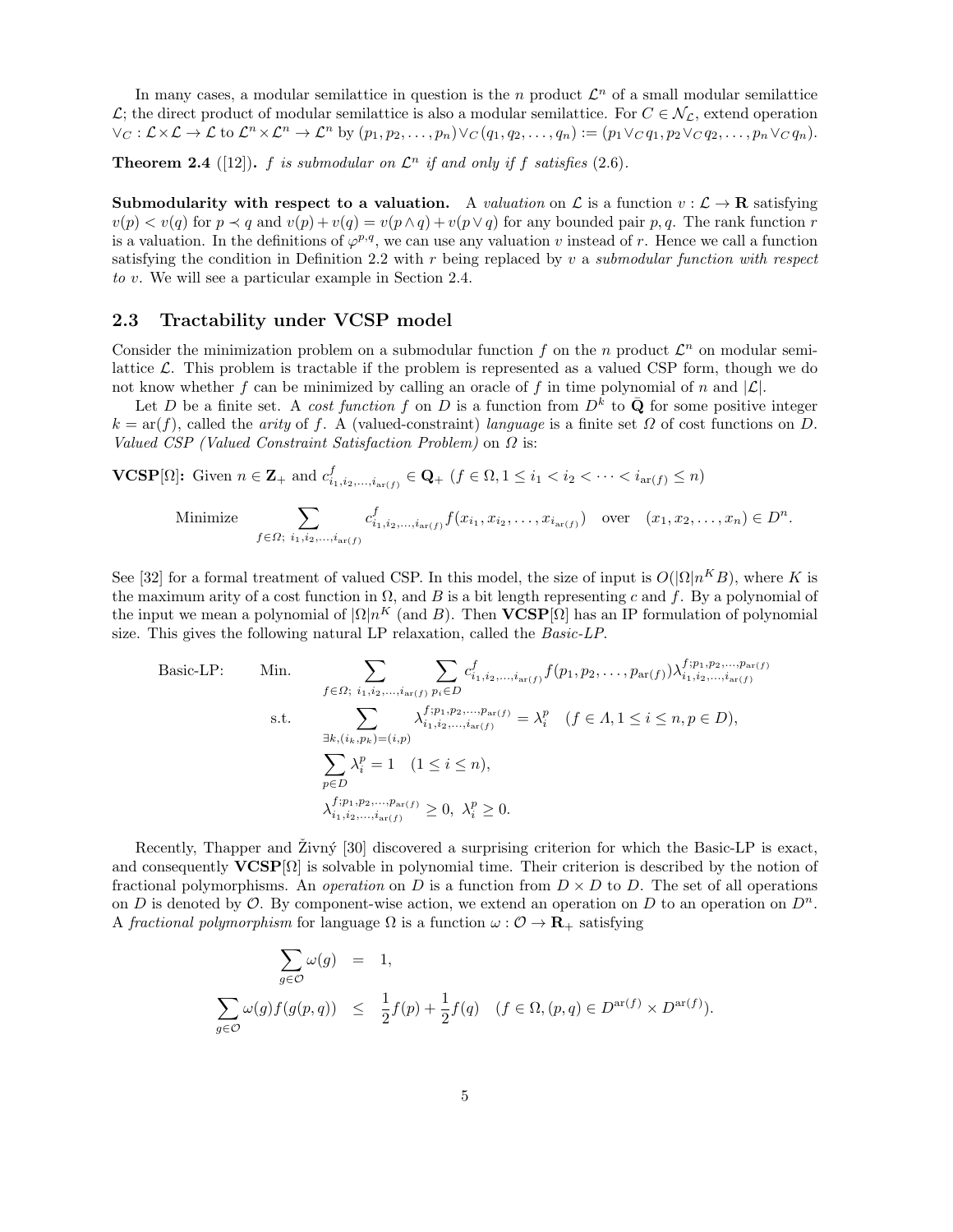In many cases, a modular semilattice in question is the $n$ product $\mathcal{L}^n$ of a small modular semilattice $\mathcal{L}$; the direct product of modular semilattice is also a modular semilattice. For $C \in \mathcal{N}_{\mathcal{L}}$, extend operation $\vee_C : \mathcal{L} \times \mathcal{L} \to \mathcal{L}$ to $\mathcal{L}^n \times \mathcal{L}^n \to \mathcal{L}^n$ by $(p_1, p_2, \ldots, p_n) \vee_C (q_1, q_2, \ldots, q_n) := (p_1 \vee_C q_1, p_2 \vee_C q_2, \ldots, p_n \vee_C q_n)$.

**Theorem 2.4** ([12]). *$f$ is submodular on $\mathcal{L}^n$ if and only if $f$ satisfies* (2.6).

**Submodularity with respect to a valuation.** A *valuation* on $\mathcal{L}$ is a function $v : \mathcal{L} \to \mathbf{R}$ satisfying $v(p) < v(q)$ for $p \prec q$ and $v(p) + v(q) = v(p \wedge q) + v(p \vee q)$ for any bounded pair $p, q$. The rank function $r$ is a valuation. In the definitions of $\varphi^{p,q}$, we can use any valuation $v$ instead of $r$. Hence we call a function satisfying the condition in Definition 2.2 with $r$ being replaced by $v$ a *submodular function with respect to $v$*. We will see a particular example in Section 2.4.

## 2.3 Tractability under VCSP model

Consider the minimization problem on a submodular function $f$ on the $n$ product $\mathcal{L}^n$ on modular semilattice $\mathcal{L}$. This problem is tractable if the problem is represented as a valued CSP form, though we do not know whether $f$ can be minimized by calling an oracle of $f$ in time polynomial of $n$ and $|\mathcal{L}|$.

Let $D$ be a finite set. A *cost function* $f$ on $D$ is a function from $D^k$ to $\bar{\mathbf{Q}}$ for some positive integer $k = \mathrm{ar}(f)$, called the *arity* of $f$. A (valued-constraint) *language* is a finite set $\Omega$ of cost functions on $D$. *Valued CSP (Valued Constraint Satisfaction Problem)* on $\Omega$ is:

**VCSP**$[\Omega]$**:** Given $n \in \mathbf{Z}_+$ and $c^f_{i_1, i_2, \ldots, i_{\mathrm{ar}(f)}} \in \mathbf{Q}_+$ $(f \in \Omega, 1 \leq i_1 < i_2 < \cdots < i_{\mathrm{ar}(f)} \leq n)$

$$\text{Minimize} \quad \sum_{f \in \Omega;\ i_1, i_2, \ldots, i_{\mathrm{ar}(f)}} c^f_{i_1, i_2, \ldots, i_{\mathrm{ar}(f)}} f(x_{i_1}, x_{i_2}, \ldots, x_{i_{\mathrm{ar}(f)}}) \quad \text{over} \quad (x_1, x_2, \ldots, x_n) \in D^n.$$

See [32] for a formal treatment of valued CSP. In this model, the size of input is $O(|\Omega| n^K B)$, where $K$ is the maximum arity of a cost function in $\Omega$, and $B$ is a bit length representing $c$ and $f$. By a polynomial of the input we mean a polynomial of $|\Omega| n^K$ (and $B$). Then **VCSP**$[\Omega]$ has an IP formulation of polynomial size. This gives the following natural LP relaxation, called the *Basic-LP*.

$$
\begin{array}{lll}
\text{Basic-LP:} & \text{Min.} & \displaystyle\sum_{f \in \Omega;\ i_1, i_2, \ldots, i_{\mathrm{ar}(f)}} \sum_{p_i \in D} c^f_{i_1, i_2, \ldots, i_{\mathrm{ar}(f)}} f(p_1, p_2, \ldots, p_{\mathrm{ar}(f)}) \lambda^{f; p_1, p_2, \ldots, p_{\mathrm{ar}(f)}}_{i_1, i_2, \ldots, i_{\mathrm{ar}(f)}} \\
& \text{s.t.} & \displaystyle\sum_{\exists k, (i_k, p_k) = (i, p)} \lambda^{f; p_1, p_2, \ldots, p_{\mathrm{ar}(f)}}_{i_1, i_2, \ldots, i_{\mathrm{ar}(f)}} = \lambda^p_i \quad (f \in \Lambda, 1 \leq i \leq n, p \in D), \\
& & \displaystyle\sum_{p \in D} \lambda^p_i = 1 \quad (1 \leq i \leq n), \\
& & \lambda^{f; p_1, p_2, \ldots, p_{\mathrm{ar}(f)}}_{i_1, i_2, \ldots, i_{\mathrm{ar}(f)}} \geq 0, \ \lambda^p_i \geq 0.
\end{array}
$$

Recently, Thapper and Živný [30] discovered a surprising criterion for which the Basic-LP is exact, and consequently **VCSP**$[\Omega]$ is solvable in polynomial time. Their criterion is described by the notion of fractional polymorphisms. An *operation* on $D$ is a function from $D \times D$ to $D$. The set of all operations on $D$ is denoted by $\mathcal{O}$. By component-wise action, we extend an operation on $D$ to an operation on $D^n$. A *fractional polymorphism* for language $\Omega$ is a function $\omega : \mathcal{O} \to \mathbf{R}_+$ satisfying

$$
\begin{aligned}
\sum_{g \in \mathcal{O}} \omega(g) &= 1, \\
\sum_{g \in \mathcal{O}} \omega(g) f(g(p, q)) &\leq \frac{1}{2} f(p) + \frac{1}{2} f(q) \quad (f \in \Omega, (p, q) \in D^{\mathrm{ar}(f)} \times D^{\mathrm{ar}(f)}).
\end{aligned}
$$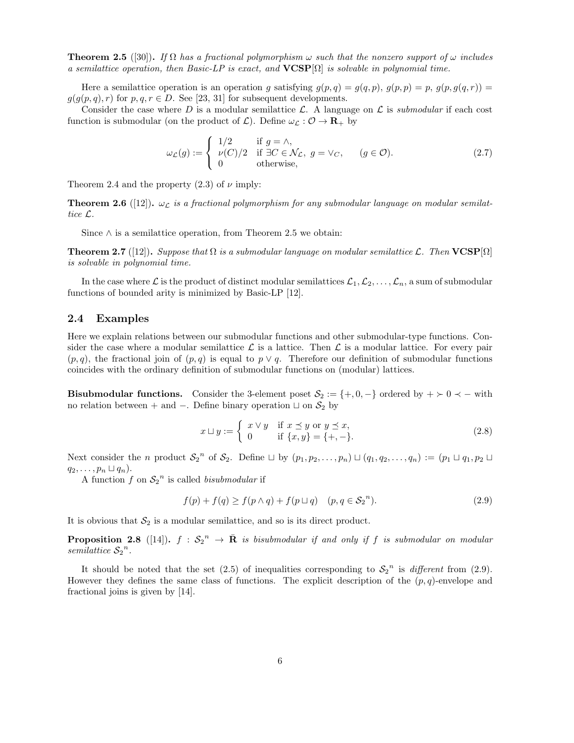**Theorem 2.5** ([30])**.** *If $\Omega$ has a fractional polymorphism $\omega$ such that the nonzero support of $\omega$ includes a semilattice operation, then Basic-LP is exact, and* $\mathbf{VCSP}[\Omega]$ *is solvable in polynomial time.*

Here a semilattice operation is an operation $g$ satisfying $g(p,q) = g(q,p)$, $g(p,p) = p$, $g(p, g(q,r)) = g(g(p,q), r)$ for $p, q, r \in D$. See [23, 31] for subsequent developments.

Consider the case where $D$ is a modular semilattice $\mathcal{L}$. A language on $\mathcal{L}$ is *submodular* if each cost function is submodular (on the product of $\mathcal{L}$). Define $\omega_{\mathcal{L}} : \mathcal{O} \to \mathbf{R}_+$ by

$$\omega_{\mathcal{L}}(g) := \begin{cases} 1/2 & \text{if } g = \wedge, \\ \nu(C)/2 & \text{if } \exists C \in \mathcal{N}_{\mathcal{L}},\ g = \vee_C, \\ 0 & \text{otherwise}, \end{cases} \qquad (g \in \mathcal{O}). \tag{2.7}$$

Theorem 2.4 and the property (2.3) of $\nu$ imply:

**Theorem 2.6** ([12])**.** *$\omega_{\mathcal{L}}$ is a fractional polymorphism for any submodular language on modular semilattice $\mathcal{L}$.*

Since $\wedge$ is a semilattice operation, from Theorem 2.5 we obtain:

**Theorem 2.7** ([12])**.** *Suppose that $\Omega$ is a submodular language on modular semilattice $\mathcal{L}$. Then* $\mathbf{VCSP}[\Omega]$ *is solvable in polynomial time.*

In the case where $\mathcal{L}$ is the product of distinct modular semilattices $\mathcal{L}_1, \mathcal{L}_2, \ldots, \mathcal{L}_n$, a sum of submodular functions of bounded arity is minimized by Basic-LP [12].

## 2.4 Examples

Here we explain relations between our submodular functions and other submodular-type functions. Consider the case where a modular semilattice $\mathcal{L}$ is a lattice. Then $\mathcal{L}$ is a modular lattice. For every pair $(p,q)$, the fractional join of $(p,q)$ is equal to $p \vee q$. Therefore our definition of submodular functions coincides with the ordinary definition of submodular functions on (modular) lattices.

**Bisubmodular functions.** Consider the 3-element poset $\mathcal{S}_2 := \{+, 0, -\}$ ordered by $+ \succ 0 \prec -$ with no relation between $+$ and $-$. Define binary operation $\sqcup$ on $\mathcal{S}_2$ by

$$x \sqcup y := \begin{cases} x \vee y & \text{if } x \preceq y \text{ or } y \preceq x, \\ 0 & \text{if } \{x, y\} = \{+, -\}. \end{cases} \tag{2.8}$$

Next consider the $n$ product ${\mathcal{S}_2}^n$ of $\mathcal{S}_2$. Define $\sqcup$ by $(p_1, p_2, \ldots, p_n) \sqcup (q_1, q_2, \ldots, q_n) := (p_1 \sqcup q_1, p_2 \sqcup q_2, \ldots, p_n \sqcup q_n)$.

A function $f$ on ${\mathcal{S}_2}^n$ is called *bisubmodular* if

$$f(p) + f(q) \geq f(p \wedge q) + f(p \sqcup q) \quad (p, q \in {\mathcal{S}_2}^n). \tag{2.9}$$

It is obvious that $\mathcal{S}_2$ is a modular semilattice, and so is its direct product.

**Proposition 2.8** ([14])**.** *$f : {\mathcal{S}_2}^n \to \bar{\mathbf{R}}$ is bisubmodular if and only if $f$ is submodular on modular semilattice ${\mathcal{S}_2}^n$.*

It should be noted that the set (2.5) of inequalities corresponding to ${\mathcal{S}_2}^n$ is *different* from (2.9). However they defines the same class of functions. The explicit description of the $(p,q)$-envelope and fractional joins is given by [14].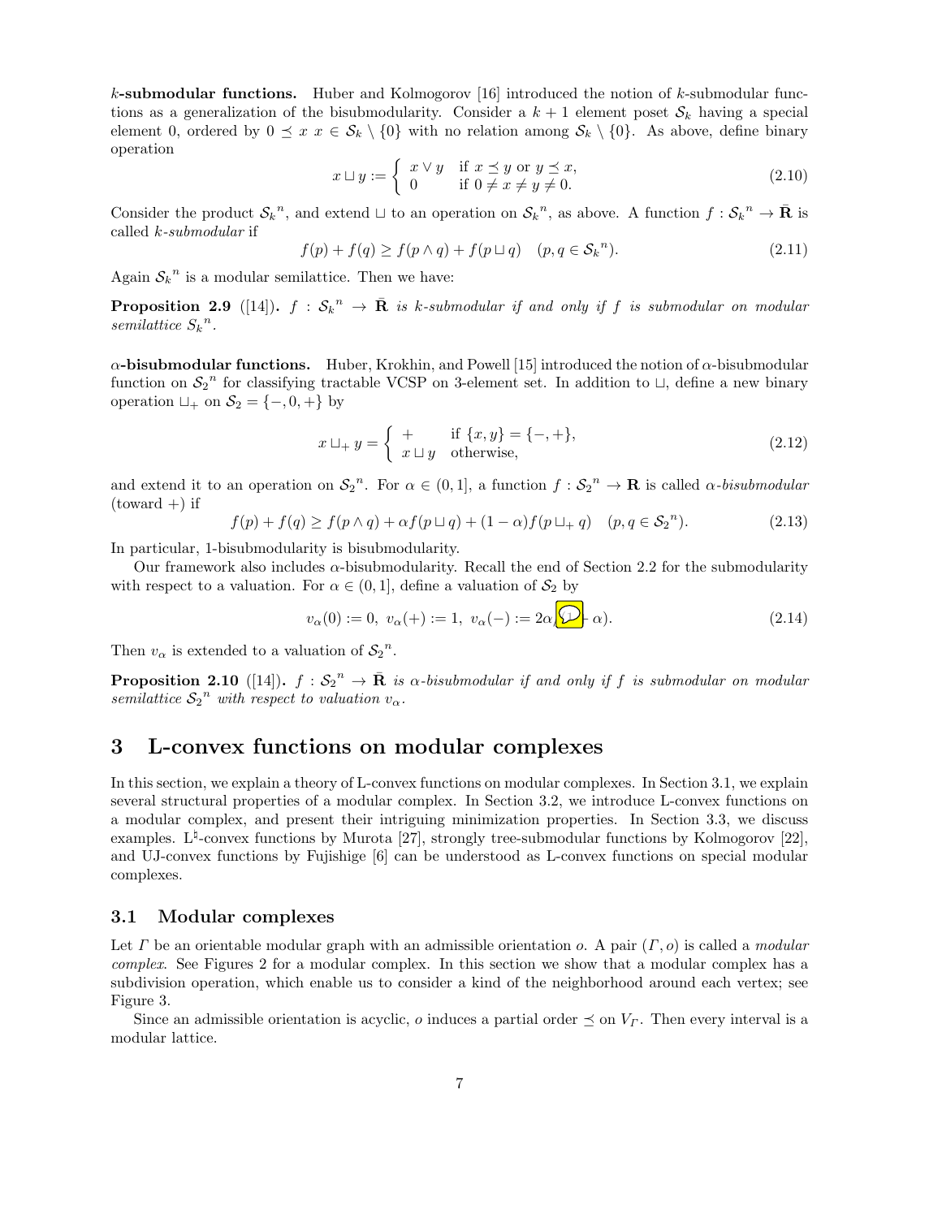**$k$-submodular functions.** Huber and Kolmogorov [16] introduced the notion of $k$-submodular functions as a generalization of the bisubmodularity. Consider a $k+1$ element poset $\mathcal{S}_k$ having a special element 0, ordered by $0 \preceq x$ $x \in \mathcal{S}_k \setminus \{0\}$ with no relation among $\mathcal{S}_k \setminus \{0\}$. As above, define binary operation

$$
x \sqcup y := \begin{cases} x \vee y & \text{if } x \preceq y \text{ or } y \preceq x, \\ 0 & \text{if } 0 \neq x \neq y \neq 0. \end{cases} \tag{2.10}
$$

Consider the product ${\mathcal{S}_k}^n$, and extend $\sqcup$ to an operation on ${\mathcal{S}_k}^n$, as above. A function $f : {\mathcal{S}_k}^n \to \bar{\mathbf{R}}$ is called *$k$-submodular* if

$$
f(p) + f(q) \geq f(p \wedge q) + f(p \sqcup q) \quad (p, q \in {\mathcal{S}_k}^n). \tag{2.11}
$$

Again ${\mathcal{S}_k}^n$ is a modular semilattice. Then we have:

**Proposition 2.9** ([14]). *$f : {\mathcal{S}_k}^n \to \bar{\mathbf{R}}$ is $k$-submodular if and only if $f$ is submodular on modular semilattice ${S_k}^n$.*

**$\alpha$-bisubmodular functions.** Huber, Krokhin, and Powell [15] introduced the notion of $\alpha$-bisubmodular function on ${\mathcal{S}_2}^n$ for classifying tractable VCSP on 3-element set. In addition to $\sqcup$, define a new binary operation $\sqcup_+$ on $\mathcal{S}_2 = \{-, 0, +\}$ by

$$
x \sqcup_+ y = \begin{cases} + & \text{if } \{x, y\} = \{-, +\}, \\ x \sqcup y & \text{otherwise,} \end{cases} \tag{2.12}
$$

and extend it to an operation on ${\mathcal{S}_2}^n$. For $\alpha \in (0, 1]$, a function $f : {\mathcal{S}_2}^n \to \mathbf{R}$ is called *$\alpha$-bisubmodular* (toward $+$) if

$$
f(p) + f(q) \geq f(p \wedge q) + \alpha f(p \sqcup q) + (1 - \alpha) f(p \sqcup_+ q) \quad (p, q \in {\mathcal{S}_2}^n). \tag{2.13}
$$

In particular, 1-bisubmodularity is bisubmodularity.

Our framework also includes $\alpha$-bisubmodularity. Recall the end of Section 2.2 for the submodularity with respect to a valuation. For $\alpha \in (0, 1]$, define a valuation of $\mathcal{S}_2$ by

$$
v_\alpha(0) := 0, \ v_\alpha(+) := 1, \ v_\alpha(-) := 2\alpha/(1 + \alpha). \tag{2.14}
$$

Then $v_\alpha$ is extended to a valuation of ${\mathcal{S}_2}^n$.

**Proposition 2.10** ([14]). *$f : {\mathcal{S}_2}^n \to \bar{\mathbf{R}}$ is $\alpha$-bisubmodular if and only if $f$ is submodular on modular semilattice ${\mathcal{S}_2}^n$ with respect to valuation $v_\alpha$.*

# 3 L-convex functions on modular complexes

In this section, we explain a theory of L-convex functions on modular complexes. In Section 3.1, we explain several structural properties of a modular complex. In Section 3.2, we introduce L-convex functions on a modular complex, and present their intriguing minimization properties. In Section 3.3, we discuss examples. L$^\natural$-convex functions by Murota [27], strongly tree-submodular functions by Kolmogorov [22], and UJ-convex functions by Fujishige [6] can be understood as L-convex functions on special modular complexes.

## 3.1 Modular complexes

Let $\Gamma$ be an orientable modular graph with an admissible orientation $o$. A pair $(\Gamma, o)$ is called a *modular complex*. See Figures 2 for a modular complex. In this section we show that a modular complex has a subdivision operation, which enable us to consider a kind of the neighborhood around each vertex; see Figure 3.

Since an admissible orientation is acyclic, $o$ induces a partial order $\preceq$ on $V_\Gamma$. Then every interval is a modular lattice.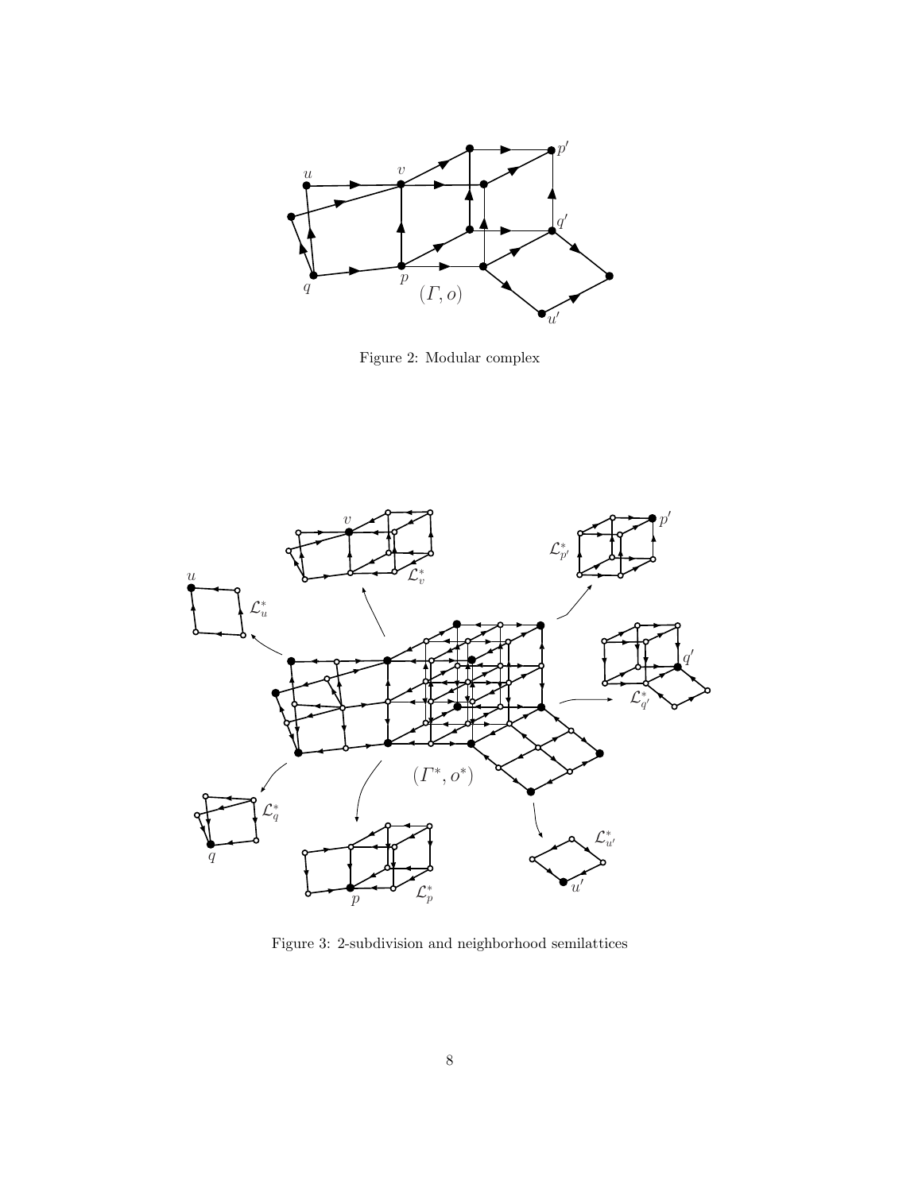Figure 2: Modular complex

Figure 3: 2-subdivision and neighborhood semilattices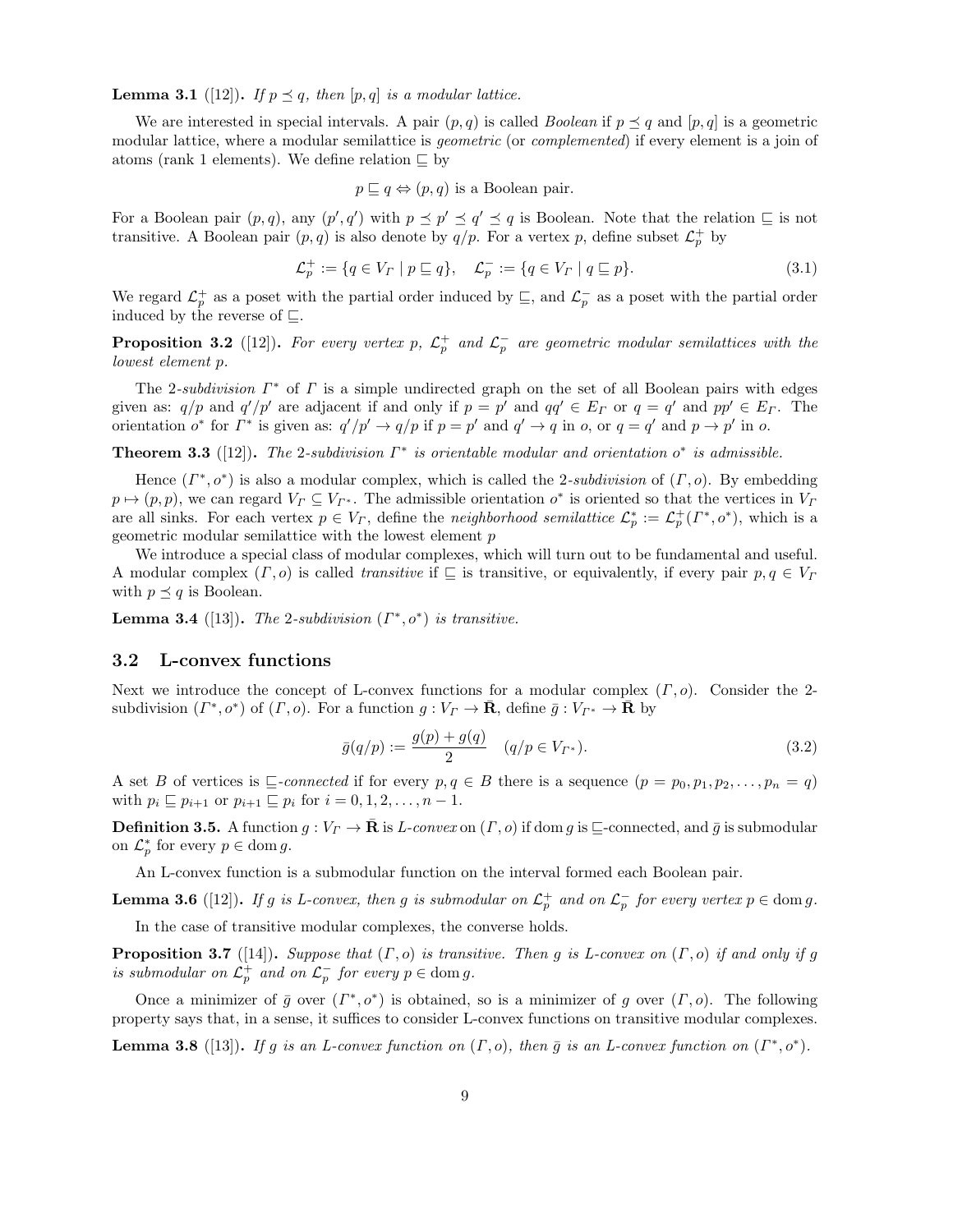**Lemma 3.1** ([12])**.** *If $p \preceq q$, then $[p, q]$ is a modular lattice.*

We are interested in special intervals. A pair $(p, q)$ is called *Boolean* if $p \preceq q$ and $[p, q]$ is a geometric modular lattice, where a modular semilattice is *geometric* (or *complemented*) if every element is a join of atoms (rank 1 elements). We define relation $\sqsubseteq$ by

$$p \sqsubseteq q \Leftrightarrow (p, q) \text{ is a Boolean pair.}$$

For a Boolean pair $(p, q)$, any $(p', q')$ with $p \preceq p' \preceq q' \preceq q$ is Boolean. Note that the relation $\sqsubseteq$ is not transitive. A Boolean pair $(p, q)$ is also denote by $q/p$. For a vertex $p$, define subset $\mathcal{L}_p^+$ by

$$\mathcal{L}_p^+ := \{q \in V_\Gamma \mid p \sqsubseteq q\}, \quad \mathcal{L}_p^- := \{q \in V_\Gamma \mid q \sqsubseteq p\}. \tag{3.1}$$

We regard $\mathcal{L}_p^+$ as a poset with the partial order induced by $\sqsubseteq$, and $\mathcal{L}_p^-$ as a poset with the partial order induced by the reverse of $\sqsubseteq$.

**Proposition 3.2** ([12])**.** *For every vertex $p$, $\mathcal{L}_p^+$ and $\mathcal{L}_p^-$ are geometric modular semilattices with the lowest element $p$.*

The *2-subdivision* $\Gamma^*$ of $\Gamma$ is a simple undirected graph on the set of all Boolean pairs with edges given as: $q/p$ and $q'/p'$ are adjacent if and only if $p = p'$ and $qq' \in E_\Gamma$ or $q = q'$ and $pp' \in E_\Gamma$. The orientation $o^*$ for $\Gamma^*$ is given as: $q'/p' \to q/p$ if $p = p'$ and $q' \to q$ in $o$, or $q = q'$ and $p \to p'$ in $o$.

**Theorem 3.3** ([12])**.** *The 2-subdivision $\Gamma^*$ is orientable modular and orientation $o^*$ is admissible.*

Hence $(\Gamma^*, o^*)$ is also a modular complex, which is called the *2-subdivision* of $(\Gamma, o)$. By embedding $p \mapsto (p, p)$, we can regard $V_\Gamma \subseteq V_{\Gamma^*}$. The admissible orientation $o^*$ is oriented so that the vertices in $V_\Gamma$ are all sinks. For each vertex $p \in V_\Gamma$, define the *neighborhood semilattice* $\mathcal{L}_p^* := \mathcal{L}_p^+(\Gamma^*, o^*)$, which is a geometric modular semilattice with the lowest element $p$

We introduce a special class of modular complexes, which will turn out to be fundamental and useful. A modular complex $(\Gamma, o)$ is called *transitive* if $\sqsubseteq$ is transitive, or equivalently, if every pair $p, q \in V_\Gamma$ with $p \preceq q$ is Boolean.

**Lemma 3.4** ([13])**.** *The 2-subdivision $(\Gamma^*, o^*)$ is transitive.*

## 3.2 L-convex functions

Next we introduce the concept of L-convex functions for a modular complex $(\Gamma, o)$. Consider the 2-subdivision $(\Gamma^*, o^*)$ of $(\Gamma, o)$. For a function $g : V_\Gamma \to \bar{\mathbf{R}}$, define $\bar{g} : V_{\Gamma^*} \to \bar{\mathbf{R}}$ by

$$\bar{g}(q/p) := \frac{g(p) + g(q)}{2} \quad (q/p \in V_{\Gamma^*}). \tag{3.2}$$

A set $B$ of vertices is $\sqsubseteq$*-connected* if for every $p, q \in B$ there is a sequence $(p = p_0, p_1, p_2, \ldots, p_n = q)$ with $p_i \sqsubseteq p_{i+1}$ or $p_{i+1} \sqsubseteq p_i$ for $i = 0, 1, 2, \ldots, n-1$.

**Definition 3.5.** A function $g : V_\Gamma \to \bar{\mathbf{R}}$ is *L-convex* on $(\Gamma, o)$ if $\operatorname{dom} g$ is $\sqsubseteq$-connected, and $\bar{g}$ is submodular on $\mathcal{L}_p^*$ for every $p \in \operatorname{dom} g$.

An L-convex function is a submodular function on the interval formed each Boolean pair.

**Lemma 3.6** ([12])**.** *If $g$ is L-convex, then $g$ is submodular on $\mathcal{L}_p^+$ and on $\mathcal{L}_p^-$ for every vertex $p \in \operatorname{dom} g$.*

In the case of transitive modular complexes, the converse holds.

**Proposition 3.7** ([14])**.** *Suppose that $(\Gamma, o)$ is transitive. Then $g$ is L-convex on $(\Gamma, o)$ if and only if $g$ is submodular on $\mathcal{L}_p^+$ and on $\mathcal{L}_p^-$ for every $p \in \operatorname{dom} g$.*

Once a minimizer of $\bar{g}$ over $(\Gamma^*, o^*)$ is obtained, so is a minimizer of $g$ over $(\Gamma, o)$. The following property says that, in a sense, it suffices to consider L-convex functions on transitive modular complexes.

**Lemma 3.8** ([13])**.** *If $g$ is an L-convex function on $(\Gamma, o)$, then $\bar{g}$ is an L-convex function on $(\Gamma^*, o^*)$.*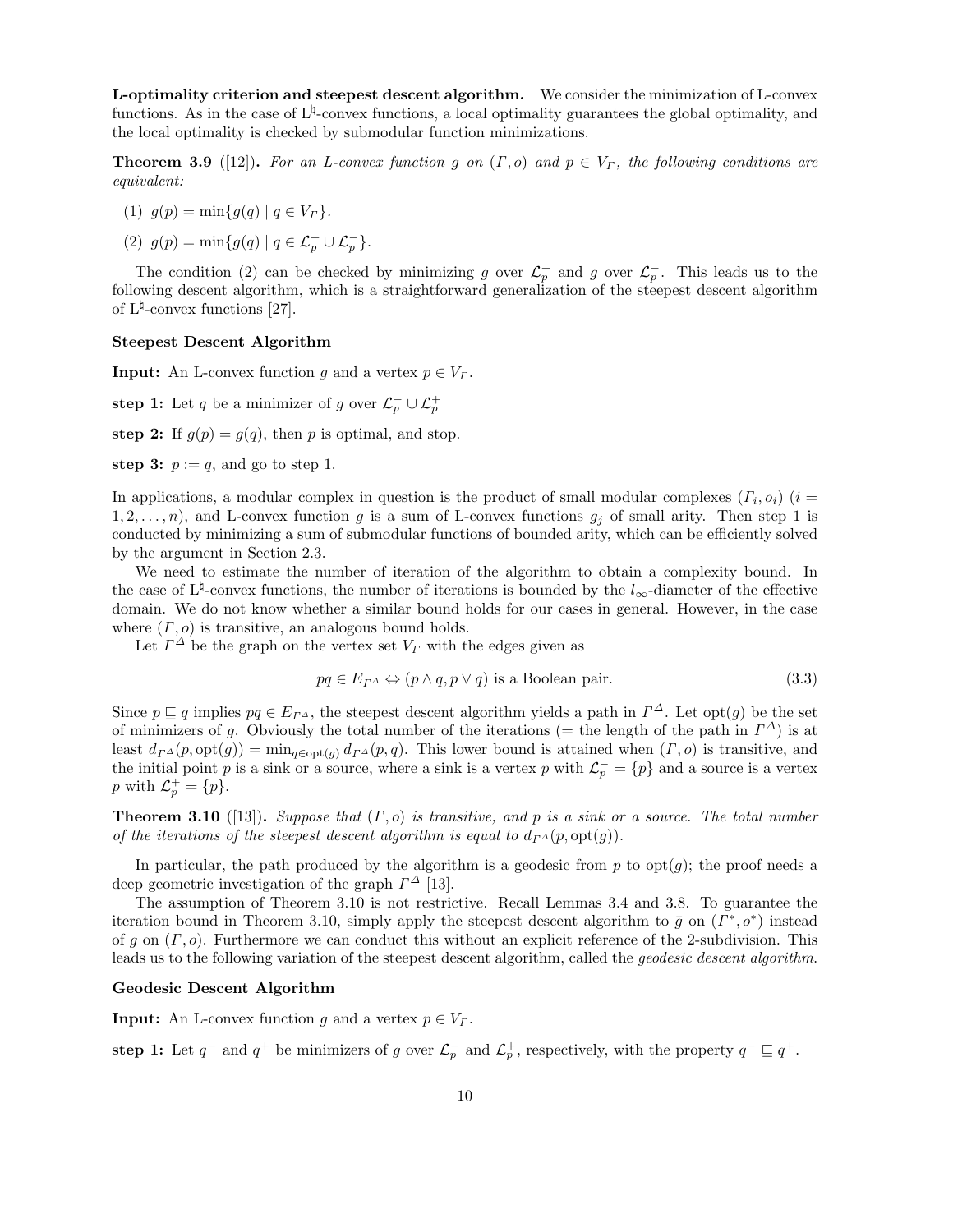**L-optimality criterion and steepest descent algorithm.** We consider the minimization of L-convex functions. As in the case of L$^\natural$-convex functions, a local optimality guarantees the global optimality, and the local optimality is checked by submodular function minimizations.

**Theorem 3.9** ([12])**.** *For an L-convex function $g$ on $(\Gamma, o)$ and $p \in V_\Gamma$, the following conditions are equivalent:*

(1) $g(p) = \min\{g(q) \mid q \in V_\Gamma\}$.

(2) $g(p) = \min\{g(q) \mid q \in \mathcal{L}_p^+ \cup \mathcal{L}_p^-\}$.

The condition (2) can be checked by minimizing $g$ over $\mathcal{L}_p^+$ and $g$ over $\mathcal{L}_p^-$. This leads us to the following descent algorithm, which is a straightforward generalization of the steepest descent algorithm of L$^\natural$-convex functions [27].

**Steepest Descent Algorithm**

**Input:** An L-convex function $g$ and a vertex $p \in V_\Gamma$.

**step 1:** Let $q$ be a minimizer of $g$ over $\mathcal{L}_p^- \cup \mathcal{L}_p^+$

**step 2:** If $g(p) = g(q)$, then $p$ is optimal, and stop.

**step 3:** $p := q$, and go to step 1.

In applications, a modular complex in question is the product of small modular complexes $(\Gamma_i, o_i)$ $(i = 1, 2, \ldots, n)$, and L-convex function $g$ is a sum of L-convex functions $g_j$ of small arity. Then step 1 is conducted by minimizing a sum of submodular functions of bounded arity, which can be efficiently solved by the argument in Section 2.3.

We need to estimate the number of iteration of the algorithm to obtain a complexity bound. In the case of L$^\natural$-convex functions, the number of iterations is bounded by the $l_\infty$-diameter of the effective domain. We do not know whether a similar bound holds for our cases in general. However, in the case where $(\Gamma, o)$ is transitive, an analogous bound holds.

Let $\Gamma^\Delta$ be the graph on the vertex set $V_\Gamma$ with the edges given as

$$pq \in E_{\Gamma^\Delta} \Leftrightarrow (p \wedge q, p \vee q) \text{ is a Boolean pair.} \tag{3.3}$$

Since $p \sqsubseteq q$ implies $pq \in E_{\Gamma^\Delta}$, the steepest descent algorithm yields a path in $\Gamma^\Delta$. Let $\mathrm{opt}(g)$ be the set of minimizers of $g$. Obviously the total number of the iterations (= the length of the path in $\Gamma^\Delta$) is at least $d_{\Gamma^\Delta}(p, \mathrm{opt}(g)) = \min_{q \in \mathrm{opt}(g)} d_{\Gamma^\Delta}(p, q)$. This lower bound is attained when $(\Gamma, o)$ is transitive, and the initial point $p$ is a sink or a source, where a sink is a vertex $p$ with $\mathcal{L}_p^- = \{p\}$ and a source is a vertex $p$ with $\mathcal{L}_p^+ = \{p\}$.

**Theorem 3.10** ([13])**.** *Suppose that $(\Gamma, o)$ is transitive, and $p$ is a sink or a source. The total number of the iterations of the steepest descent algorithm is equal to $d_{\Gamma^\Delta}(p, \mathrm{opt}(g))$.*

In particular, the path produced by the algorithm is a geodesic from $p$ to $\mathrm{opt}(g)$; the proof needs a deep geometric investigation of the graph $\Gamma^\Delta$ [13].

The assumption of Theorem 3.10 is not restrictive. Recall Lemmas 3.4 and 3.8. To guarantee the iteration bound in Theorem 3.10, simply apply the steepest descent algorithm to $\bar{g}$ on $(\Gamma^*, o^*)$ instead of $g$ on $(\Gamma, o)$. Furthermore we can conduct this without an explicit reference of the 2-subdivision. This leads us to the following variation of the steepest descent algorithm, called the *geodesic descent algorithm*.

**Geodesic Descent Algorithm**

**Input:** An L-convex function $g$ and a vertex $p \in V_\Gamma$.

**step 1:** Let $q^-$ and $q^+$ be minimizers of $g$ over $\mathcal{L}_p^-$ and $\mathcal{L}_p^+$, respectively, with the property $q^- \sqsubseteq q^+$.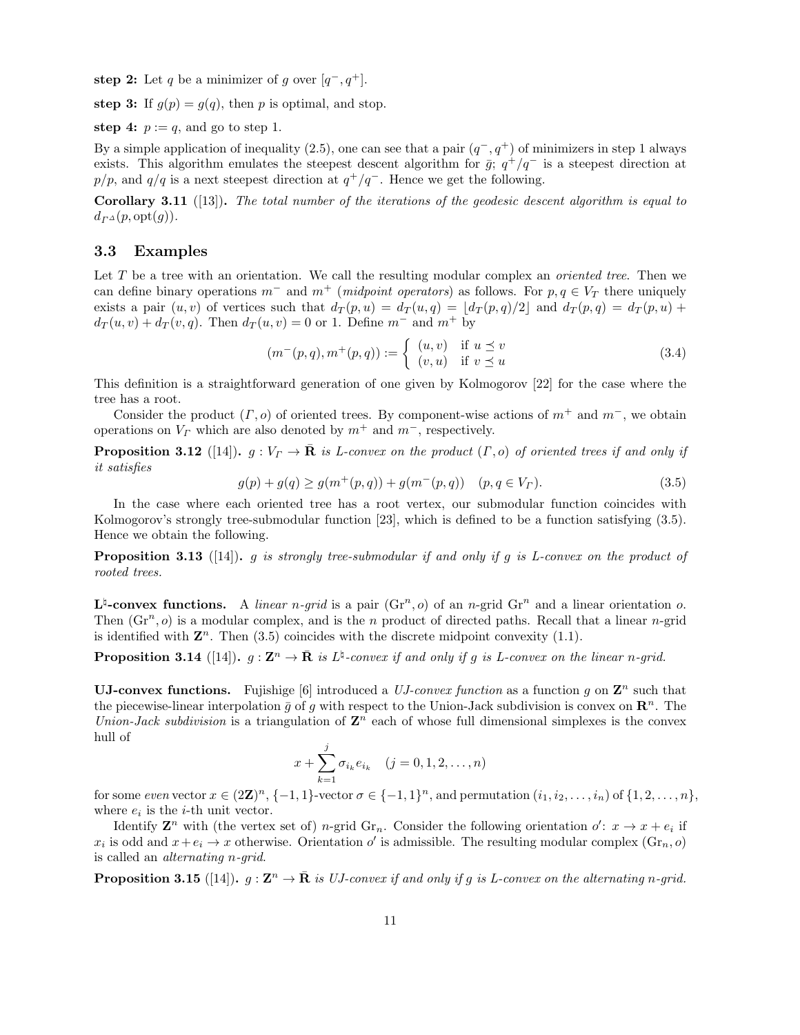**step 2:** Let $q$ be a minimizer of $g$ over $[q^-, q^+]$.

**step 3:** If $g(p) = g(q)$, then $p$ is optimal, and stop.

**step 4:** $p := q$, and go to step 1.

By a simple application of inequality (2.5), one can see that a pair $(q^-, q^+)$ of minimizers in step 1 always exists. This algorithm emulates the steepest descent algorithm for $\bar{g}$; $q^+/q^-$ is a steepest direction at $p/p$, and $q/q$ is a next steepest direction at $q^+/q^-$. Hence we get the following.

**Corollary 3.11** ([13]). *The total number of the iterations of the geodesic descent algorithm is equal to $d_{\Gamma^\Delta}(p, \mathrm{opt}(g))$.*

## 3.3 Examples

Let $T$ be a tree with an orientation. We call the resulting modular complex an *oriented tree*. Then we can define binary operations $m^-$ and $m^+$ (*midpoint operators*) as follows. For $p, q \in V_T$ there uniquely exists a pair $(u, v)$ of vertices such that $d_T(p, u) = d_T(u, q) = \lfloor d_T(p, q)/2 \rfloor$ and $d_T(p, q) = d_T(p, u) + d_T(u, v) + d_T(v, q)$. Then $d_T(u, v) = 0$ or $1$. Define $m^-$ and $m^+$ by

$$(m^-(p, q), m^+(p, q)) := \begin{cases} (u, v) & \text{if } u \preceq v \\ (v, u) & \text{if } v \preceq u \end{cases} \tag{3.4}$$

This definition is a straightforward generation of one given by Kolmogorov [22] for the case where the tree has a root.

Consider the product $(\Gamma, o)$ of oriented trees. By component-wise actions of $m^+$ and $m^-$, we obtain operations on $V_\Gamma$ which are also denoted by $m^+$ and $m^-$, respectively.

**Proposition 3.12** ([14]). *$g : V_\Gamma \to \bar{\mathbf{R}}$ is L-convex on the product $(\Gamma, o)$ of oriented trees if and only if it satisfies*

$$g(p) + g(q) \geq g(m^+(p, q)) + g(m^-(p, q)) \quad (p, q \in V_\Gamma). \tag{3.5}$$

In the case where each oriented tree has a root vertex, our submodular function coincides with Kolmogorov's strongly tree-submodular function [23], which is defined to be a function satisfying (3.5). Hence we obtain the following.

**Proposition 3.13** ([14]). *$g$ is strongly tree-submodular if and only if $g$ is L-convex on the product of rooted trees.*

**L$^\natural$-convex functions.** A *linear $n$-grid* is a pair $(\mathrm{Gr}^n, o)$ of an $n$-grid $\mathrm{Gr}^n$ and a linear orientation $o$. Then $(\mathrm{Gr}^n, o)$ is a modular complex, and is the $n$ product of directed paths. Recall that a linear $n$-grid is identified with $\mathbf{Z}^n$. Then (3.5) coincides with the discrete midpoint convexity (1.1).

**Proposition 3.14** ([14]). *$g : \mathbf{Z}^n \to \bar{\mathbf{R}}$ is L$^\natural$-convex if and only if $g$ is L-convex on the linear $n$-grid.*

**UJ-convex functions.** Fujishige [6] introduced a *UJ-convex function* as a function $g$ on $\mathbf{Z}^n$ such that the piecewise-linear interpolation $\bar{g}$ of $g$ with respect to the Union-Jack subdivision is convex on $\mathbf{R}^n$. The *Union-Jack subdivision* is a triangulation of $\mathbf{Z}^n$ each of whose full dimensional simplexes is the convex hull of

$$x + \sum_{k=1}^{j} \sigma_{i_k} e_{i_k} \quad (j = 0, 1, 2, \ldots, n)$$

for some *even* vector $x \in (2\mathbf{Z})^n$, $\{-1, 1\}$-vector $\sigma \in \{-1, 1\}^n$, and permutation $(i_1, i_2, \ldots, i_n)$ of $\{1, 2, \ldots, n\}$, where $e_i$ is the $i$-th unit vector.

Identify $\mathbf{Z}^n$ with (the vertex set of) $n$-grid $\mathrm{Gr}_n$. Consider the following orientation $o'$: $x \to x + e_i$ if $x_i$ is odd and $x + e_i \to x$ otherwise. Orientation $o'$ is admissible. The resulting modular complex $(\mathrm{Gr}_n, o)$ is called an *alternating $n$-grid*.

**Proposition 3.15** ([14]). *$g : \mathbf{Z}^n \to \bar{\mathbf{R}}$ is UJ-convex if and only if $g$ is L-convex on the alternating $n$-grid.*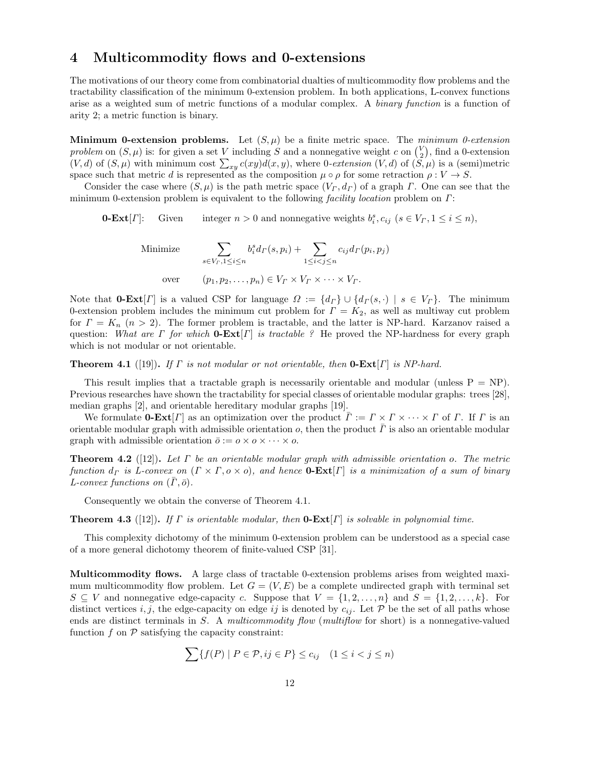## 4 Multicommodity flows and 0-extensions

The motivations of our theory come from combinatorial dualties of multicommodity flow problems and the tractability classification of the minimum 0-extension problem. In both applications, L-convex functions arise as a weighted sum of metric functions of a modular complex. A *binary function* is a function of arity 2; a metric function is binary.

**Minimum 0-extension problems.** Let $(S, \mu)$ be a finite metric space. The *minimum 0-extension problem* on $(S, \mu)$ is: for given a set $V$ including $S$ and a nonnegative weight $c$ on $\binom{V}{2}$, find a 0-extension $(V, d)$ of $(S, \mu)$ with minimum cost $\sum_{xy} c(xy) d(x, y)$, where *0-extension* $(V, d)$ of $(S, \mu)$ is a (semi)metric space such that metric $d$ is represented as the composition $\mu \circ \rho$ for some retraction $\rho : V \to S$.

Consider the case where $(S, \mu)$ is the path metric space $(V_\Gamma, d_\Gamma)$ of a graph $\Gamma$. One can see that the minimum 0-extension problem is equivalent to the following *facility location* problem on $\Gamma$:

**0-Ext**$[\Gamma]$: Given integer $n > 0$ and nonnegative weights $b_i^s, c_{ij}$ $(s \in V_\Gamma, 1 \leq i \leq n)$,

$$\text{Minimize} \quad \sum_{s \in V_\Gamma, 1 \leq i \leq n} b_i^s d_\Gamma(s, p_i) + \sum_{1 \leq i < j \leq n} c_{ij} d_\Gamma(p_i, p_j)$$

$$\text{over} \quad (p_1, p_2, \ldots, p_n) \in V_\Gamma \times V_\Gamma \times \cdots \times V_\Gamma.$$

Note that **0-Ext**$[\Gamma]$ is a valued CSP for language $\Omega := \{d_\Gamma\} \cup \{d_\Gamma(s, \cdot) \mid s \in V_\Gamma\}$. The minimum 0-extension problem includes the minimum cut problem for $\Gamma = K_2$, as well as multiway cut problem for $\Gamma = K_n$ $(n > 2)$. The former problem is tractable, and the latter is NP-hard. Karzanov raised a question: *What are $\Gamma$ for which* **0-Ext**$[\Gamma]$ *is tractable ?* He proved the NP-hardness for every graph which is not modular or not orientable.

**Theorem 4.1** ([19])**.** *If $\Gamma$ is not modular or not orientable, then* **0-Ext**$[\Gamma]$ *is NP-hard.*

This result implies that a tractable graph is necessarily orientable and modular (unless P = NP). Previous researches have shown the tractability for special classes of orientable modular graphs: trees [28], median graphs [2], and orientable hereditary modular graphs [19].

We formulate **0-Ext**$[\Gamma]$ as an optimization over the product $\bar{\Gamma} := \Gamma \times \Gamma \times \cdots \times \Gamma$ of $\Gamma$. If $\Gamma$ is an orientable modular graph with admissible orientation $o$, then the product $\bar{\Gamma}$ is also an orientable modular graph with admissible orientation $\bar{o} := o \times o \times \cdots \times o$.

**Theorem 4.2** ([12])**.** *Let $\Gamma$ be an orientable modular graph with admissible orientation $o$. The metric function $d_\Gamma$ is L-convex on $(\Gamma \times \Gamma, o \times o)$, and hence* **0-Ext**$[\Gamma]$ *is a minimization of a sum of binary L-convex functions on $(\bar{\Gamma}, \bar{o})$.*

Consequently we obtain the converse of Theorem 4.1.

**Theorem 4.3** ([12])**.** *If $\Gamma$ is orientable modular, then* **0-Ext**$[\Gamma]$ *is solvable in polynomial time.*

This complexity dichotomy of the minimum 0-extension problem can be understood as a special case of a more general dichotomy theorem of finite-valued CSP [31].

**Multicommodity flows.** A large class of tractable 0-extension problems arises from weighted maximum multicommodity flow problem. Let $G = (V, E)$ be a complete undirected graph with terminal set $S \subseteq V$ and nonnegative edge-capacity $c$. Suppose that $V = \{1, 2, \ldots, n\}$ and $S = \{1, 2, \ldots, k\}$. For distinct vertices $i, j$, the edge-capacity on edge $ij$ is denoted by $c_{ij}$. Let $\mathcal{P}$ be the set of all paths whose ends are distinct terminals in $S$. A *multicommodity flow* (*multiflow* for short) is a nonnegative-valued function $f$ on $\mathcal{P}$ satisfying the capacity constraint:

$$\sum \{f(P) \mid P \in \mathcal{P}, ij \in P\} \leq c_{ij} \quad (1 \leq i < j \leq n)$$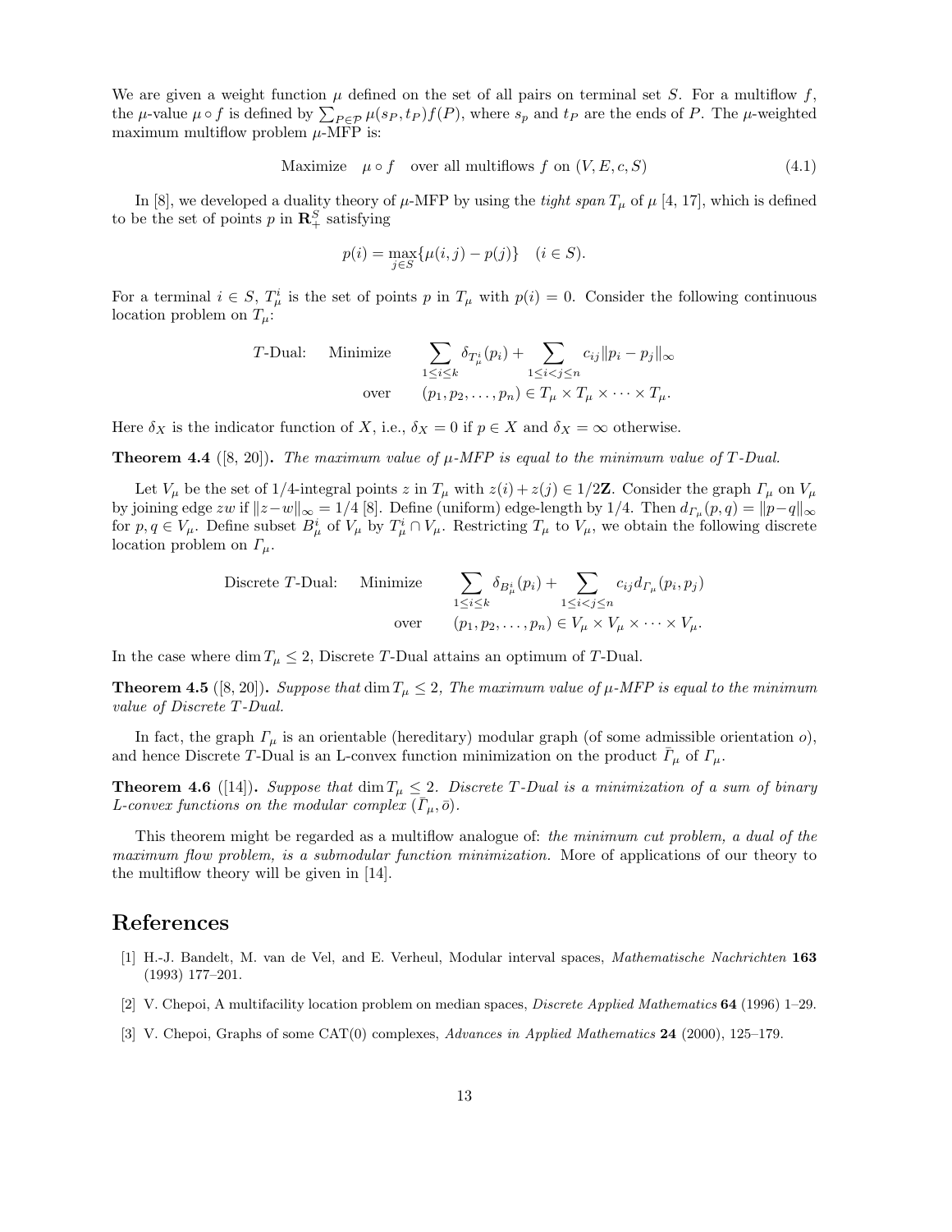We are given a weight function $\mu$ defined on the set of all pairs on terminal set $S$. For a multiflow $f$, the $\mu$-value $\mu \circ f$ is defined by $\sum_{P \in \mathcal{P}} \mu(s_P, t_P) f(P)$, where $s_p$ and $t_P$ are the ends of $P$. The $\mu$-weighted maximum multiflow problem $\mu$-MFP is:

$$\text{Maximize} \quad \mu \circ f \quad \text{over all multiflows } f \text{ on } (V, E, c, S) \tag{4.1}$$

In [8], we developed a duality theory of $\mu$-MFP by using the *tight span* $T_\mu$ of $\mu$ [4, 17], which is defined to be the set of points $p$ in $\mathbf{R}_+^S$ satisfying

$$p(i) = \max_{j \in S} \{\mu(i,j) - p(j)\} \quad (i \in S).$$

For a terminal $i \in S$, $T_\mu^i$ is the set of points $p$ in $T_\mu$ with $p(i) = 0$. Consider the following continuous location problem on $T_\mu$:

$$\begin{array}{lll} T\text{-Dual:} & \text{Minimize} & \displaystyle\sum_{1 \leq i \leq k} \delta_{T_\mu^i}(p_i) + \sum_{1 \leq i < j \leq n} c_{ij} \|p_i - p_j\|_\infty \\ & \text{over} & (p_1, p_2, \ldots, p_n) \in T_\mu \times T_\mu \times \cdots \times T_\mu. \end{array}$$

Here $\delta_X$ is the indicator function of $X$, i.e., $\delta_X = 0$ if $p \in X$ and $\delta_X = \infty$ otherwise.

**Theorem 4.4** ([8, 20])**.** *The maximum value of $\mu$-MFP is equal to the minimum value of $T$-Dual.*

Let $V_\mu$ be the set of 1/4-integral points $z$ in $T_\mu$ with $z(i) + z(j) \in 1/2\mathbf{Z}$. Consider the graph $\Gamma_\mu$ on $V_\mu$ by joining edge $zw$ if $\|z - w\|_\infty = 1/4$ [8]. Define (uniform) edge-length by 1/4. Then $d_{\Gamma_\mu}(p, q) = \|p - q\|_\infty$ for $p, q \in V_\mu$. Define subset $B_\mu^i$ of $V_\mu$ by $T_\mu^i \cap V_\mu$. Restricting $T_\mu$ to $V_\mu$, we obtain the following discrete location problem on $\Gamma_\mu$.

$$\begin{array}{lll} \text{Discrete } T\text{-Dual:} & \text{Minimize} & \displaystyle\sum_{1 \leq i \leq k} \delta_{B_\mu^i}(p_i) + \sum_{1 \leq i < j \leq n} c_{ij} d_{\Gamma_\mu}(p_i, p_j) \\ & \text{over} & (p_1, p_2, \ldots, p_n) \in V_\mu \times V_\mu \times \cdots \times V_\mu. \end{array}$$

In the case where $\dim T_\mu \leq 2$, Discrete $T$-Dual attains an optimum of $T$-Dual.

**Theorem 4.5** ([8, 20])**.** *Suppose that $\dim T_\mu \leq 2$, The maximum value of $\mu$-MFP is equal to the minimum value of Discrete $T$-Dual.*

In fact, the graph $\Gamma_\mu$ is an orientable (hereditary) modular graph (of some admissible orientation $o$), and hence Discrete $T$-Dual is an L-convex function minimization on the product $\bar{\Gamma}_\mu$ of $\Gamma_\mu$.

**Theorem 4.6** ([14])**.** *Suppose that $\dim T_\mu \leq 2$. Discrete $T$-Dual is a minimization of a sum of binary L-convex functions on the modular complex $(\bar{\Gamma}_\mu, \bar{o})$.*

This theorem might be regarded as a multiflow analogue of: *the minimum cut problem, a dual of the maximum flow problem, is a submodular function minimization.* More of applications of our theory to the multiflow theory will be given in [14].

# References

[1] H.-J. Bandelt, M. van de Vel, and E. Verheul, Modular interval spaces, *Mathematische Nachrichten* **163** (1993) 177–201.

[2] V. Chepoi, A multifacility location problem on median spaces, *Discrete Applied Mathematics* **64** (1996) 1–29.

[3] V. Chepoi, Graphs of some CAT(0) complexes, *Advances in Applied Mathematics* **24** (2000), 125–179.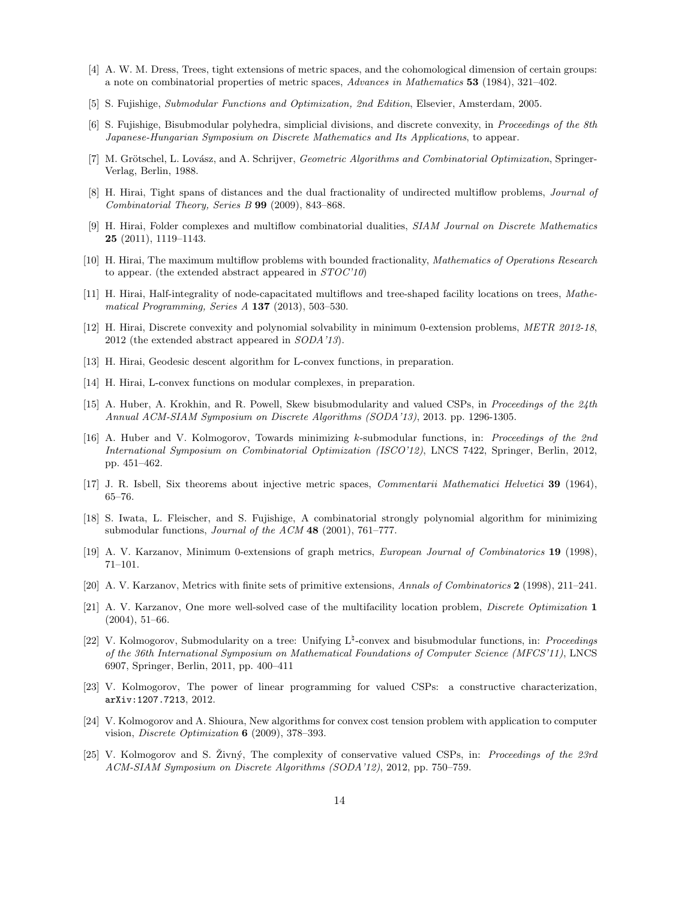[4] A. W. M. Dress, Trees, tight extensions of metric spaces, and the cohomological dimension of certain groups: a note on combinatorial properties of metric spaces, *Advances in Mathematics* **53** (1984), 321–402.

[5] S. Fujishige, *Submodular Functions and Optimization, 2nd Edition*, Elsevier, Amsterdam, 2005.

[6] S. Fujishige, Bisubmodular polyhedra, simplicial divisions, and discrete convexity, in *Proceedings of the 8th Japanese-Hungarian Symposium on Discrete Mathematics and Its Applications*, to appear.

[7] M. Grötschel, L. Lovász, and A. Schrijver, *Geometric Algorithms and Combinatorial Optimization*, Springer-Verlag, Berlin, 1988.

[8] H. Hirai, Tight spans of distances and the dual fractionality of undirected multiflow problems, *Journal of Combinatorial Theory, Series B* **99** (2009), 843–868.

[9] H. Hirai, Folder complexes and multiflow combinatorial dualities, *SIAM Journal on Discrete Mathematics* **25** (2011), 1119–1143.

[10] H. Hirai, The maximum multiflow problems with bounded fractionality, *Mathematics of Operations Research* to appear. (the extended abstract appeared in *STOC'10*)

[11] H. Hirai, Half-integrality of node-capacitated multiflows and tree-shaped facility locations on trees, *Mathematical Programming, Series A* **137** (2013), 503–530.

[12] H. Hirai, Discrete convexity and polynomial solvability in minimum 0-extension problems, *METR 2012-18*, 2012 (the extended abstract appeared in *SODA'13*).

[13] H. Hirai, Geodesic descent algorithm for L-convex functions, in preparation.

[14] H. Hirai, L-convex functions on modular complexes, in preparation.

[15] A. Huber, A. Krokhin, and R. Powell, Skew bisubmodularity and valued CSPs, in *Proceedings of the 24th Annual ACM-SIAM Symposium on Discrete Algorithms (SODA'13)*, 2013. pp. 1296-1305.

[16] A. Huber and V. Kolmogorov, Towards minimizing $k$-submodular functions, in: *Proceedings of the 2nd International Symposium on Combinatorial Optimization (ISCO'12)*, LNCS 7422, Springer, Berlin, 2012, pp. 451–462.

[17] J. R. Isbell, Six theorems about injective metric spaces, *Commentarii Mathematici Helvetici* **39** (1964), 65–76.

[18] S. Iwata, L. Fleischer, and S. Fujishige, A combinatorial strongly polynomial algorithm for minimizing submodular functions, *Journal of the ACM* **48** (2001), 761–777.

[19] A. V. Karzanov, Minimum 0-extensions of graph metrics, *European Journal of Combinatorics* **19** (1998), 71–101.

[20] A. V. Karzanov, Metrics with finite sets of primitive extensions, *Annals of Combinatorics* **2** (1998), 211–241.

[21] A. V. Karzanov, One more well-solved case of the multifacility location problem, *Discrete Optimization* **1** (2004), 51–66.

[22] V. Kolmogorov, Submodularity on a tree: Unifying $\mathrm{L}^\natural$-convex and bisubmodular functions, in: *Proceedings of the 36th International Symposium on Mathematical Foundations of Computer Science (MFCS'11)*, LNCS 6907, Springer, Berlin, 2011, pp. 400–411

[23] V. Kolmogorov, The power of linear programming for valued CSPs: a constructive characterization, arXiv:1207.7213, 2012.

[24] V. Kolmogorov and A. Shioura, New algorithms for convex cost tension problem with application to computer vision, *Discrete Optimization* **6** (2009), 378–393.

[25] V. Kolmogorov and S. Živný, The complexity of conservative valued CSPs, in: *Proceedings of the 23rd ACM-SIAM Symposium on Discrete Algorithms (SODA'12)*, 2012, pp. 750–759.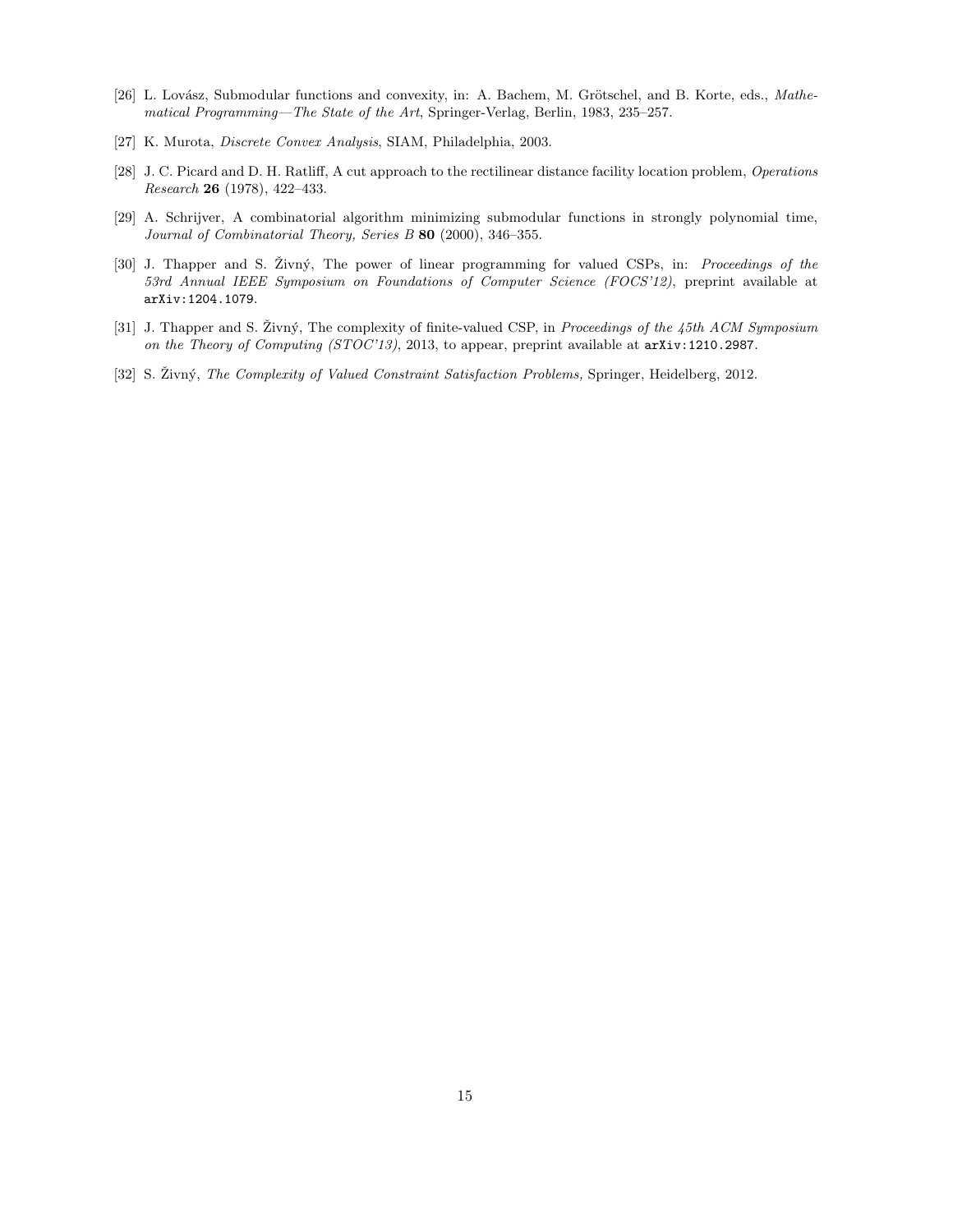[26] L. Lovász, Submodular functions and convexity, in: A. Bachem, M. Grötschel, and B. Korte, eds., *Mathematical Programming—The State of the Art*, Springer-Verlag, Berlin, 1983, 235–257.

[27] K. Murota, *Discrete Convex Analysis*, SIAM, Philadelphia, 2003.

[28] J. C. Picard and D. H. Ratliff, A cut approach to the rectilinear distance facility location problem, *Operations Research* **26** (1978), 422–433.

[29] A. Schrijver, A combinatorial algorithm minimizing submodular functions in strongly polynomial time, *Journal of Combinatorial Theory, Series B* **80** (2000), 346–355.

[30] J. Thapper and S. Živný, The power of linear programming for valued CSPs, in: *Proceedings of the 53rd Annual IEEE Symposium on Foundations of Computer Science (FOCS'12)*, preprint available at `arXiv:1204.1079`.

[31] J. Thapper and S. Živný, The complexity of finite-valued CSP, in *Proceedings of the 45th ACM Symposium on the Theory of Computing (STOC'13)*, 2013, to appear, preprint available at `arXiv:1210.2987`.

[32] S. Živný, *The Complexity of Valued Constraint Satisfaction Problems,* Springer, Heidelberg, 2012.